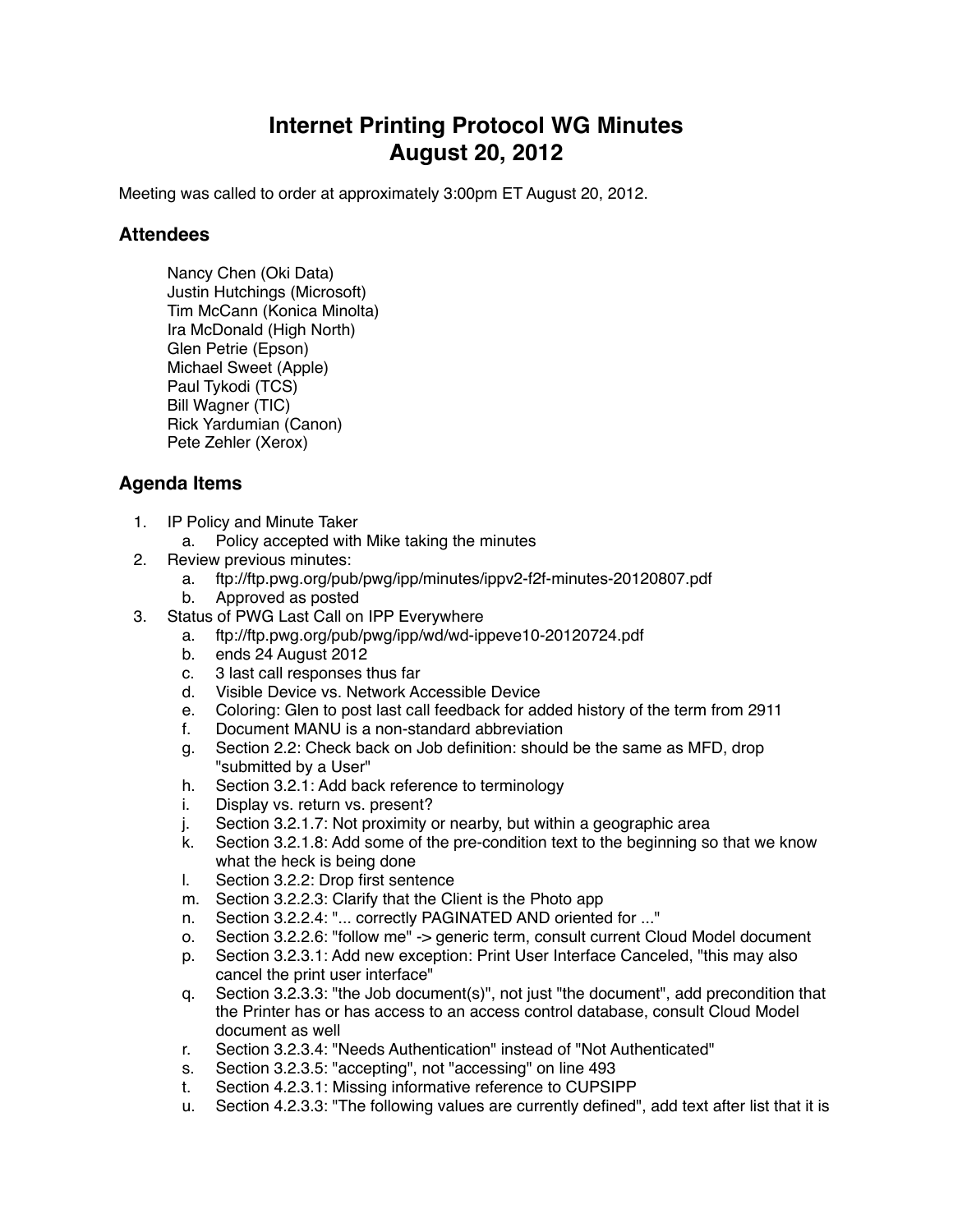# Internet Printing Protocol WG Minutes
# August 20, 2012

Meeting was called to order at approximately 3:00pm ET August 20, 2012.

## Attendees

Nancy Chen (Oki Data)
Justin Hutchings (Microsoft)
Tim McCann (Konica Minolta)
Ira McDonald (High North)
Glen Petrie (Epson)
Michael Sweet (Apple)
Paul Tykodi (TCS)
Bill Wagner (TIC)
Rick Yardumian (Canon)
Pete Zehler (Xerox)

## Agenda Items

1. IP Policy and Minute Taker
   a. Policy accepted with Mike taking the minutes
2. Review previous minutes:
   a. ftp://ftp.pwg.org/pub/pwg/ipp/minutes/ippv2-f2f-minutes-20120807.pdf
   b. Approved as posted
3. Status of PWG Last Call on IPP Everywhere
   a. ftp://ftp.pwg.org/pub/pwg/ipp/wd/wd-ippeve10-20120724.pdf
   b. ends 24 August 2012
   c. 3 last call responses thus far
   d. Visible Device vs. Network Accessible Device
   e. Coloring: Glen to post last call feedback for added history of the term from 2911
   f. Document MANU is a non-standard abbreviation
   g. Section 2.2: Check back on Job definition: should be the same as MFD, drop "submitted by a User"
   h. Section 3.2.1: Add back reference to terminology
   i. Display vs. return vs. present?
   j. Section 3.2.1.7: Not proximity or nearby, but within a geographic area
   k. Section 3.2.1.8: Add some of the pre-condition text to the beginning so that we know what the heck is being done
   l. Section 3.2.2: Drop first sentence
   m. Section 3.2.2.3: Clarify that the Client is the Photo app
   n. Section 3.2.2.4: "... correctly PAGINATED AND oriented for ..."
   o. Section 3.2.2.6: "follow me" -> generic term, consult current Cloud Model document
   p. Section 3.2.3.1: Add new exception: Print User Interface Canceled, "this may also cancel the print user interface"
   q. Section 3.2.3.3: "the Job document(s)", not just "the document", add precondition that the Printer has or has access to an access control database, consult Cloud Model document as well
   r. Section 3.2.3.4: "Needs Authentication" instead of "Not Authenticated"
   s. Section 3.2.3.5: "accepting", not "accessing" on line 493
   t. Section 4.2.3.1: Missing informative reference to CUPSIPP
   u. Section 4.2.3.3: "The following values are currently defined", add text after list that it is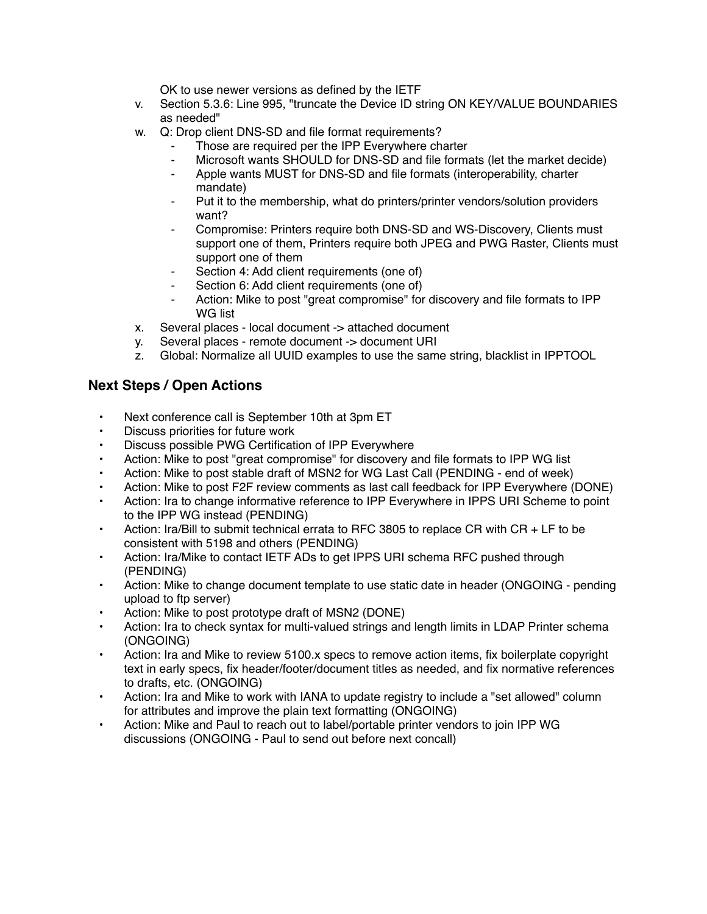OK to use newer versions as defined by the IETF

v. Section 5.3.6: Line 995, "truncate the Device ID string ON KEY/VALUE BOUNDARIES as needed"
w. Q: Drop client DNS-SD and file format requirements?
    - Those are required per the IPP Everywhere charter
    - Microsoft wants SHOULD for DNS-SD and file formats (let the market decide)
    - Apple wants MUST for DNS-SD and file formats (interoperability, charter mandate)
    - Put it to the membership, what do printers/printer vendors/solution providers want?
    - Compromise: Printers require both DNS-SD and WS-Discovery, Clients must support one of them, Printers require both JPEG and PWG Raster, Clients must support one of them
    - Section 4: Add client requirements (one of)
    - Section 6: Add client requirements (one of)
    - Action: Mike to post "great compromise" for discovery and file formats to IPP WG list
x. Several places - local document -> attached document
y. Several places - remote document -> document URI
z. Global: Normalize all UUID examples to use the same string, blacklist in IPPTOOL

## Next Steps / Open Actions

- Next conference call is September 10th at 3pm ET
- Discuss priorities for future work
- Discuss possible PWG Certification of IPP Everywhere
- Action: Mike to post "great compromise" for discovery and file formats to IPP WG list
- Action: Mike to post stable draft of MSN2 for WG Last Call (PENDING - end of week)
- Action: Mike to post F2F review comments as last call feedback for IPP Everywhere (DONE)
- Action: Ira to change informative reference to IPP Everywhere in IPPS URI Scheme to point to the IPP WG instead (PENDING)
- Action: Ira/Bill to submit technical errata to RFC 3805 to replace CR with CR + LF to be consistent with 5198 and others (PENDING)
- Action: Ira/Mike to contact IETF ADs to get IPPS URI schema RFC pushed through (PENDING)
- Action: Mike to change document template to use static date in header (ONGOING - pending upload to ftp server)
- Action: Mike to post prototype draft of MSN2 (DONE)
- Action: Ira to check syntax for multi-valued strings and length limits in LDAP Printer schema (ONGOING)
- Action: Ira and Mike to review 5100.x specs to remove action items, fix boilerplate copyright text in early specs, fix header/footer/document titles as needed, and fix normative references to drafts, etc. (ONGOING)
- Action: Ira and Mike to work with IANA to update registry to include a "set allowed" column for attributes and improve the plain text formatting (ONGOING)
- Action: Mike and Paul to reach out to label/portable printer vendors to join IPP WG discussions (ONGOING - Paul to send out before next concall)